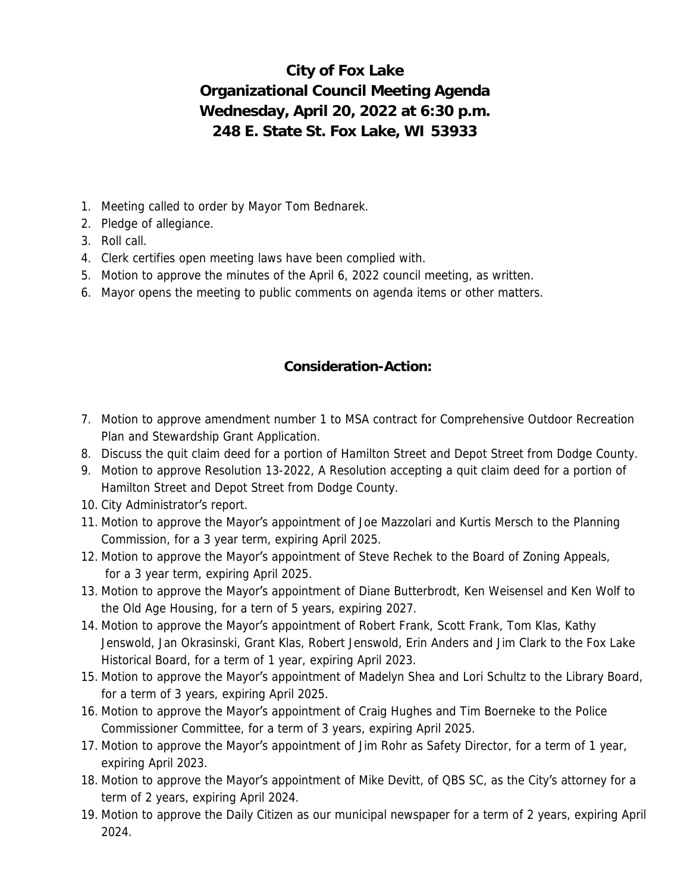# City of Fox Lake
# Organizational Council Meeting Agenda
# Wednesday, April 20, 2022 at 6:30 p.m.
# 248 E. State St. Fox Lake, WI 53933

1. Meeting called to order by Mayor Tom Bednarek.
2. Pledge of allegiance.
3. Roll call.
4. Clerk certifies open meeting laws have been complied with.
5. Motion to approve the minutes of the April 6, 2022 council meeting, as written.
6. Mayor opens the meeting to public comments on agenda items or other matters.

## Consideration-Action:

7. Motion to approve amendment number 1 to MSA contract for Comprehensive Outdoor Recreation Plan and Stewardship Grant Application.
8. Discuss the quit claim deed for a portion of Hamilton Street and Depot Street from Dodge County.
9. Motion to approve Resolution 13-2022, A Resolution accepting a quit claim deed for a portion of Hamilton Street and Depot Street from Dodge County.
10. City Administrator's report.
11. Motion to approve the Mayor's appointment of Joe Mazzolari and Kurtis Mersch to the Planning Commission, for a 3 year term, expiring April 2025.
12. Motion to approve the Mayor's appointment of Steve Rechek to the Board of Zoning Appeals, for a 3 year term, expiring April 2025.
13. Motion to approve the Mayor's appointment of Diane Butterbrodt, Ken Weisensel and Ken Wolf to the Old Age Housing, for a tern of 5 years, expiring 2027.
14. Motion to approve the Mayor's appointment of Robert Frank, Scott Frank, Tom Klas, Kathy Jenswold, Jan Okrasinski, Grant Klas, Robert Jenswold, Erin Anders and Jim Clark to the Fox Lake Historical Board, for a term of 1 year, expiring April 2023.
15. Motion to approve the Mayor's appointment of Madelyn Shea and Lori Schultz to the Library Board, for a term of 3 years, expiring April 2025.
16. Motion to approve the Mayor's appointment of Craig Hughes and Tim Boerneke to the Police Commissioner Committee, for a term of 3 years, expiring April 2025.
17. Motion to approve the Mayor's appointment of Jim Rohr as Safety Director, for a term of 1 year, expiring April 2023.
18. Motion to approve the Mayor's appointment of Mike Devitt, of QBS SC, as the City's attorney for a term of 2 years, expiring April 2024.
19. Motion to approve the Daily Citizen as our municipal newspaper for a term of 2 years, expiring April 2024.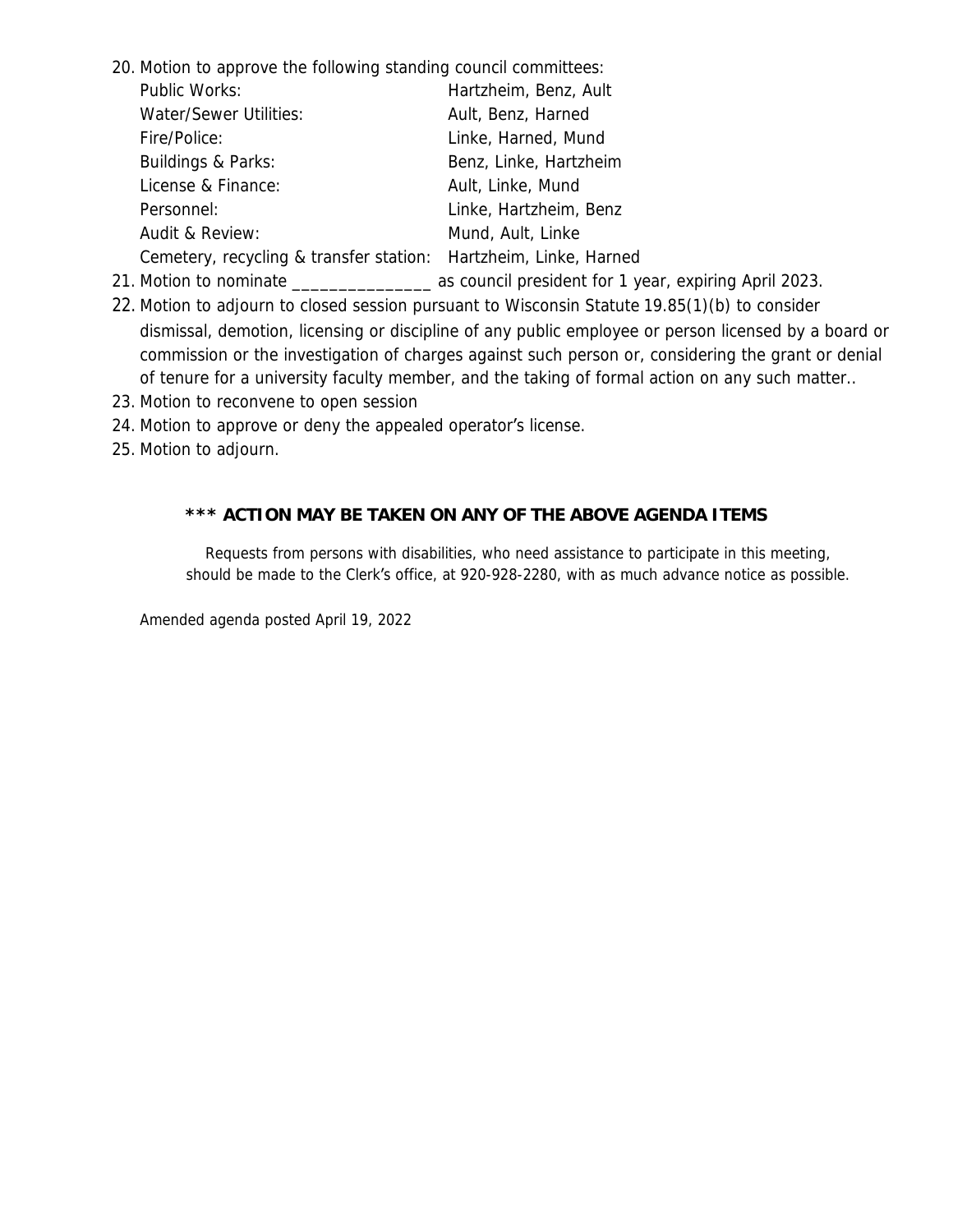20. Motion to approve the following standing council committees:

| | |
|---|---|
| Public Works: | Hartzheim, Benz, Ault |
| Water/Sewer Utilities: | Ault, Benz, Harned |
| Fire/Police: | Linke, Harned, Mund |
| Buildings & Parks: | Benz, Linke, Hartzheim |
| License & Finance: | Ault, Linke, Mund |
| Personnel: | Linke, Hartzheim, Benz |
| Audit & Review: | Mund, Ault, Linke |
| Cemetery, recycling & transfer station: | Hartzheim, Linke, Harned |

21. Motion to nominate _______________ as council president for 1 year, expiring April 2023.
22. Motion to adjourn to closed session pursuant to Wisconsin Statute 19.85(1)(b) to consider dismissal, demotion, licensing or discipline of any public employee or person licensed by a board or commission or the investigation of charges against such person or, considering the grant or denial of tenure for a university faculty member, and the taking of formal action on any such matter..
23. Motion to reconvene to open session
24. Motion to approve or deny the appealed operator's license.
25. Motion to adjourn.

**\*\*\* ACTION MAY BE TAKEN ON ANY OF THE ABOVE AGENDA ITEMS**

Requests from persons with disabilities, who need assistance to participate in this meeting, should be made to the Clerk's office, at 920-928-2280, with as much advance notice as possible.

Amended agenda posted April 19, 2022